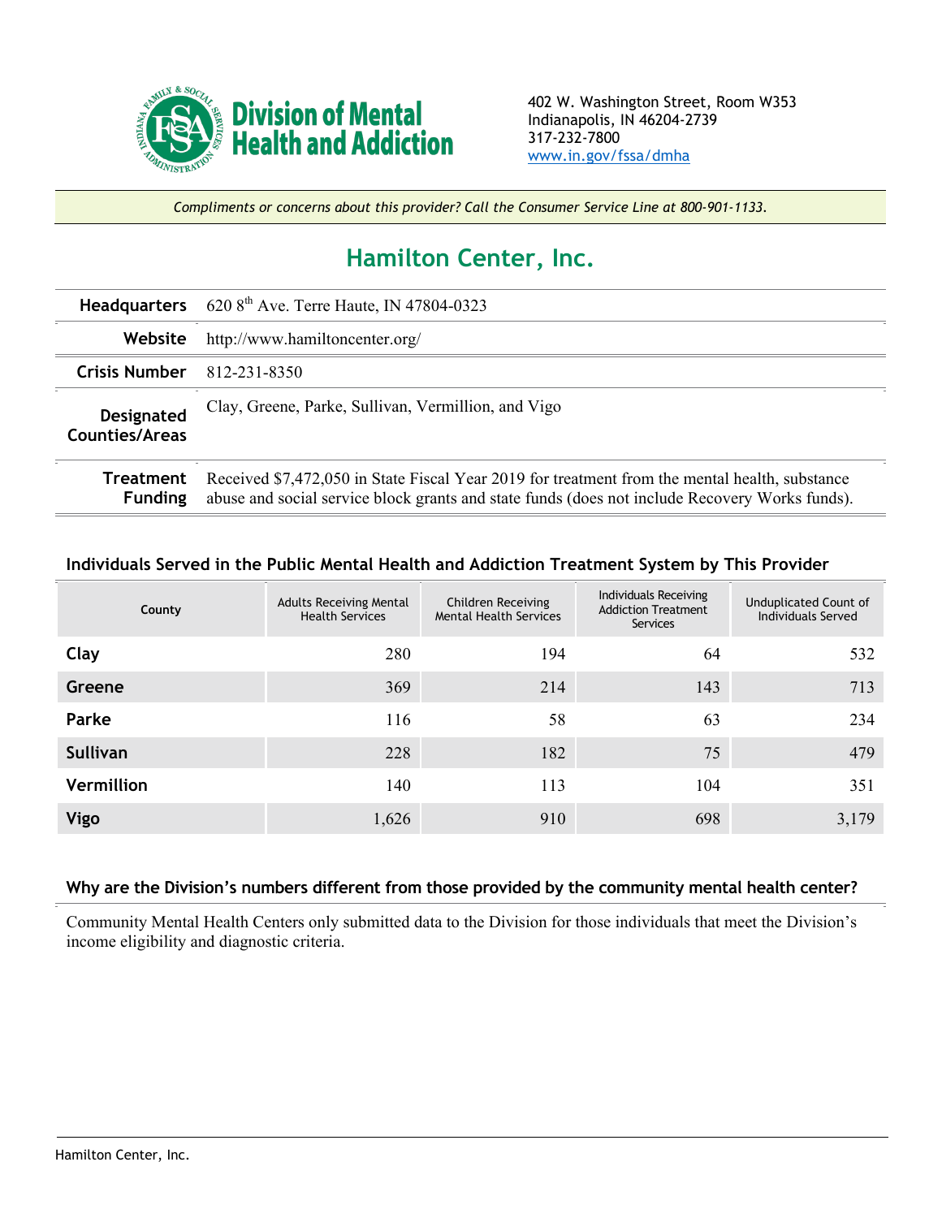Division of Mental Health and Addiction

402 W. Washington Street, Room W353
Indianapolis, IN 46204-2739
317-232-7800
www.in.gov/fssa/dmha

*Compliments or concerns about this provider? Call the Consumer Service Line at 800-901-1133.*

# Hamilton Center, Inc.

| | |
|---|---|
| **Headquarters** | 620 8th Ave. Terre Haute, IN 47804-0323 |
| **Website** | http://www.hamiltoncenter.org/ |
| **Crisis Number** | 812-231-8350 |
| **Designated Counties/Areas** | Clay, Greene, Parke, Sullivan, Vermillion, and Vigo |
| **Treatment Funding** | Received $7,472,050 in State Fiscal Year 2019 for treatment from the mental health, substance abuse and social service block grants and state funds (does not include Recovery Works funds). |

### Individuals Served in the Public Mental Health and Addiction Treatment System by This Provider

| County | Adults Receiving Mental Health Services | Children Receiving Mental Health Services | Individuals Receiving Addiction Treatment Services | Unduplicated Count of Individuals Served |
|---|---|---|---|---|
| **Clay** | 280 | 194 | 64 | 532 |
| **Greene** | 369 | 214 | 143 | 713 |
| **Parke** | 116 | 58 | 63 | 234 |
| **Sullivan** | 228 | 182 | 75 | 479 |
| **Vermillion** | 140 | 113 | 104 | 351 |
| **Vigo** | 1,626 | 910 | 698 | 3,179 |

### Why are the Division's numbers different from those provided by the community mental health center?

Community Mental Health Centers only submitted data to the Division for those individuals that meet the Division's income eligibility and diagnostic criteria.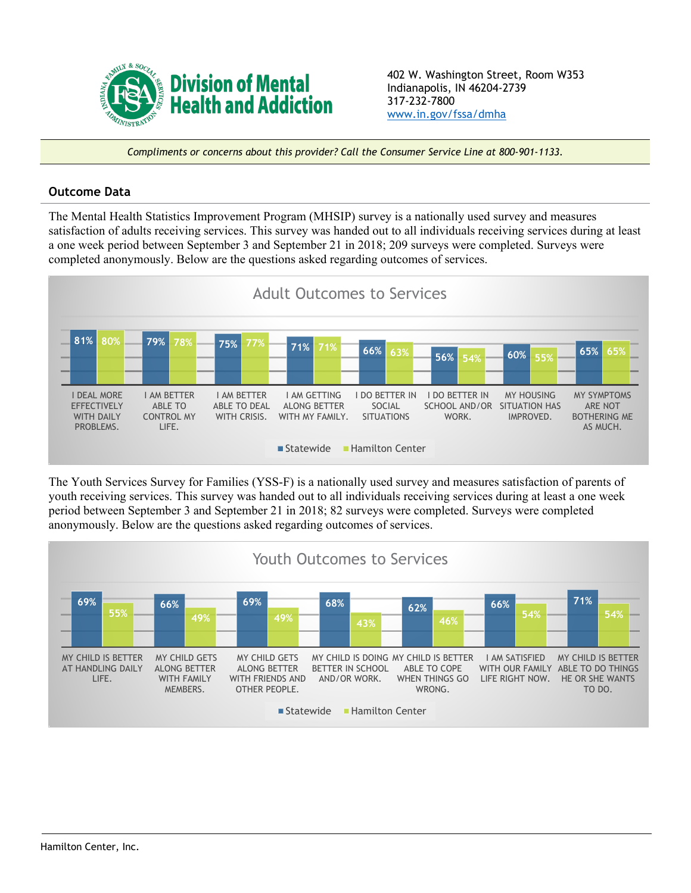Division of Mental Health and Addiction

402 W. Washington Street, Room W353
Indianapolis, IN 46204-2739
317-232-7800
www.in.gov/fssa/dmha

*Compliments or concerns about this provider? Call the Consumer Service Line at 800-901-1133.*

## Outcome Data

The Mental Health Statistics Improvement Program (MHSIP) survey is a nationally used survey and measures satisfaction of adults receiving services. This survey was handed out to all individuals receiving services during at least a one week period between September 3 and September 21 in 2018; 209 surveys were completed. Surveys were completed anonymously. Below are the questions asked regarding outcomes of services.

Adult Outcomes to Services

81% 80%
I DEAL MORE EFFECTIVELY WITH DAILY PROBLEMS.

79% 78%
I AM BETTER ABLE TO CONTROL MY LIFE.

75% 77%
I AM BETTER ABLE TO DEAL WITH CRISIS.

71% 71%
I AM GETTING ALONG BETTER WITH MY FAMILY.

66% 63%
I DO BETTER IN SOCIAL SITUATIONS

56% 54%
I DO BETTER IN SCHOOL AND/OR WORK.

60% 55%
MY HOUSING SITUATION HAS IMPROVED.

65% 65%
MY SYMPTOMS ARE NOT BOTHERING ME AS MUCH.

Statewide   Hamilton Center

The Youth Services Survey for Families (YSS-F) is a nationally used survey and measures satisfaction of parents of youth receiving services. This survey was handed out to all individuals receiving services during at least a one week period between September 3 and September 21 in 2018; 82 surveys were completed. Surveys were completed anonymously. Below are the questions asked regarding outcomes of services.

Youth Outcomes to Services

69% 55%
MY CHILD IS BETTER AT HANDLING DAILY LIFE.

66% 49%
MY CHILD GETS ALONG BETTER WITH FAMILY MEMBERS.

69% 49%
MY CHILD GETS ALONG BETTER WITH FRIENDS AND OTHER PEOPLE.

68% 43%
MY CHILD IS DOING BETTER IN SCHOOL AND/OR WORK.

62% 46%
MY CHILD IS BETTER ABLE TO COPE WHEN THINGS GO WRONG.

66% 54%
I AM SATISFIED WITH OUR FAMILY LIFE RIGHT NOW.

71% 54%
MY CHILD IS BETTER ABLE TO DO THINGS HE OR SHE WANTS TO DO.

Statewide   Hamilton Center

Hamilton Center, Inc.